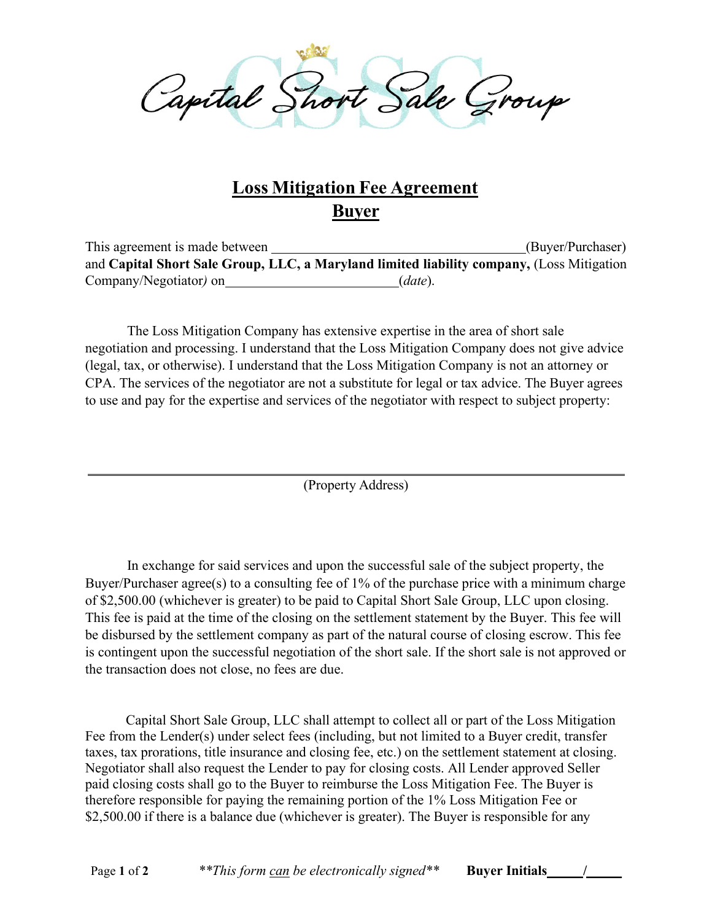Capital Short Sale Group

# Loss Mitigation Fee Agreement
## Buyer

This agreement is made between ______________________________________(Buyer/Purchaser) and **Capital Short Sale Group, LLC, a Maryland limited liability company,** (Loss Mitigation Company/Negotiator*)* on__________________________(*date*).

The Loss Mitigation Company has extensive expertise in the area of short sale negotiation and processing. I understand that the Loss Mitigation Company does not give advice (legal, tax, or otherwise). I understand that the Loss Mitigation Company is not an attorney or CPA. The services of the negotiator are not a substitute for legal or tax advice. The Buyer agrees to use and pay for the expertise and services of the negotiator with respect to subject property:

______________________________________________________________________

(Property Address)

In exchange for said services and upon the successful sale of the subject property, the Buyer/Purchaser agree(s) to a consulting fee of 1% of the purchase price with a minimum charge of $2,500.00 (whichever is greater) to be paid to Capital Short Sale Group, LLC upon closing. This fee is paid at the time of the closing on the settlement statement by the Buyer. This fee will be disbursed by the settlement company as part of the natural course of closing escrow. This fee is contingent upon the successful negotiation of the short sale. If the short sale is not approved or the transaction does not close, no fees are due.

Capital Short Sale Group, LLC shall attempt to collect all or part of the Loss Mitigation Fee from the Lender(s) under select fees (including, but not limited to a Buyer credit, transfer taxes, tax prorations, title insurance and closing fee, etc.) on the settlement statement at closing. Negotiator shall also request the Lender to pay for closing costs. All Lender approved Seller paid closing costs shall go to the Buyer to reimburse the Loss Mitigation Fee. The Buyer is therefore responsible for paying the remaining portion of the 1% Loss Mitigation Fee or $2,500.00 if there is a balance due (whichever is greater). The Buyer is responsible for any

*\*\*This form can be electronically signed\*\**

**Buyer Initials_____/_____**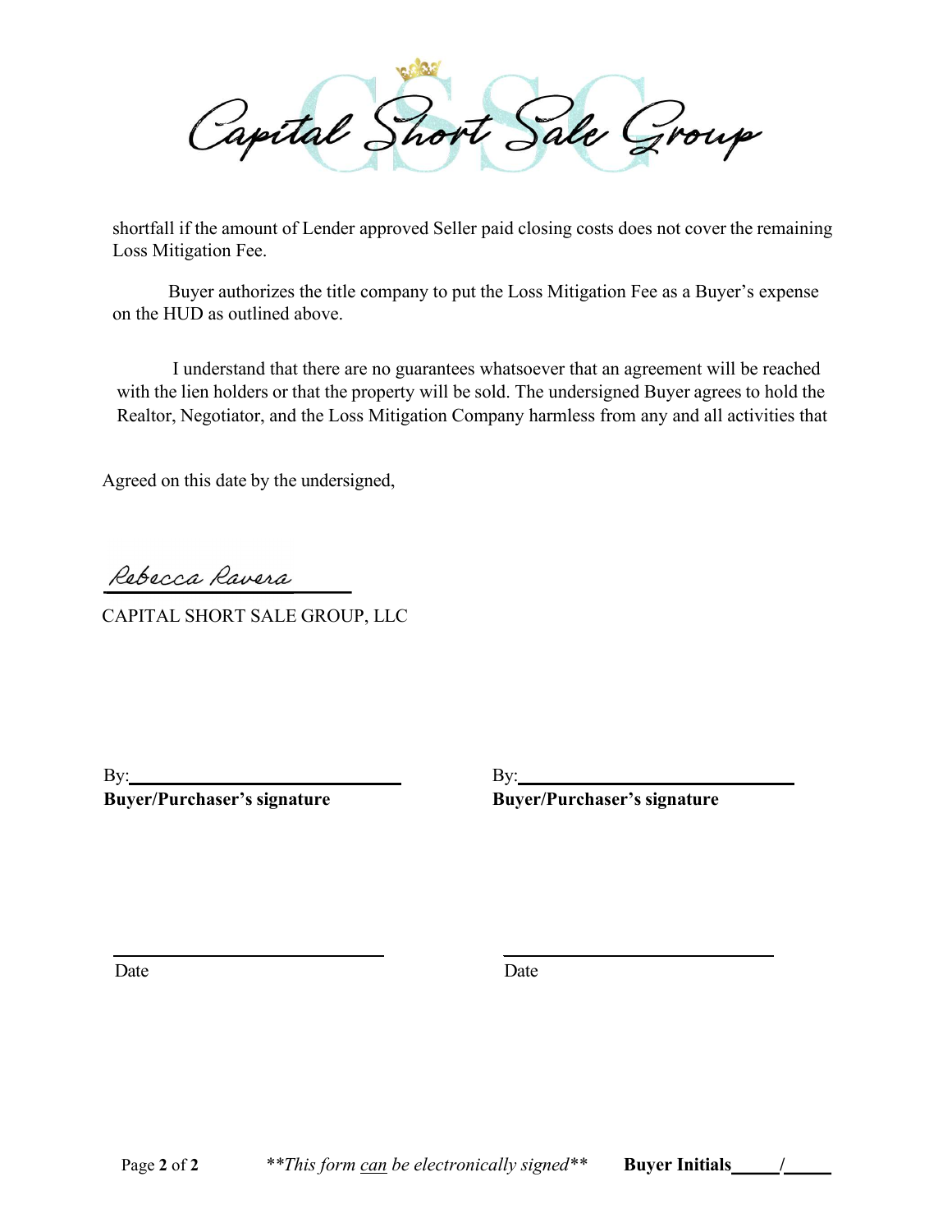shortfall if the amount of Lender approved Seller paid closing costs does not cover the remaining Loss Mitigation Fee.

Buyer authorizes the title company to put the Loss Mitigation Fee as a Buyer's expense on the HUD as outlined above.

I understand that there are no guarantees whatsoever that an agreement will be reached with the lien holders or that the property will be sold. The undersigned Buyer agrees to hold the Realtor, Negotiator, and the Loss Mitigation Company harmless from any and all activities that

Agreed on this date by the undersigned,

Rebecca Ravera

CAPITAL SHORT SALE GROUP, LLC

By:\_\_\_\_\_\_\_\_\_\_\_\_\_\_\_\_\_\_\_\_\_\_\_\_\_\_\_\_
**Buyer/Purchaser's signature**

By:\_\_\_\_\_\_\_\_\_\_\_\_\_\_\_\_\_\_\_\_\_\_\_\_\_\_\_\_
**Buyer/Purchaser's signature**

\_\_\_\_\_\_\_\_\_\_\_\_\_\_\_\_\_\_\_\_\_\_\_\_\_\_\_\_
Date

\_\_\_\_\_\_\_\_\_\_\_\_\_\_\_\_\_\_\_\_\_\_\_\_\_\_\_\_
Date

*\*\*This form can be electronically signed\*\**

**Buyer Initials**\_\_\_\_\_/\_\_\_\_\_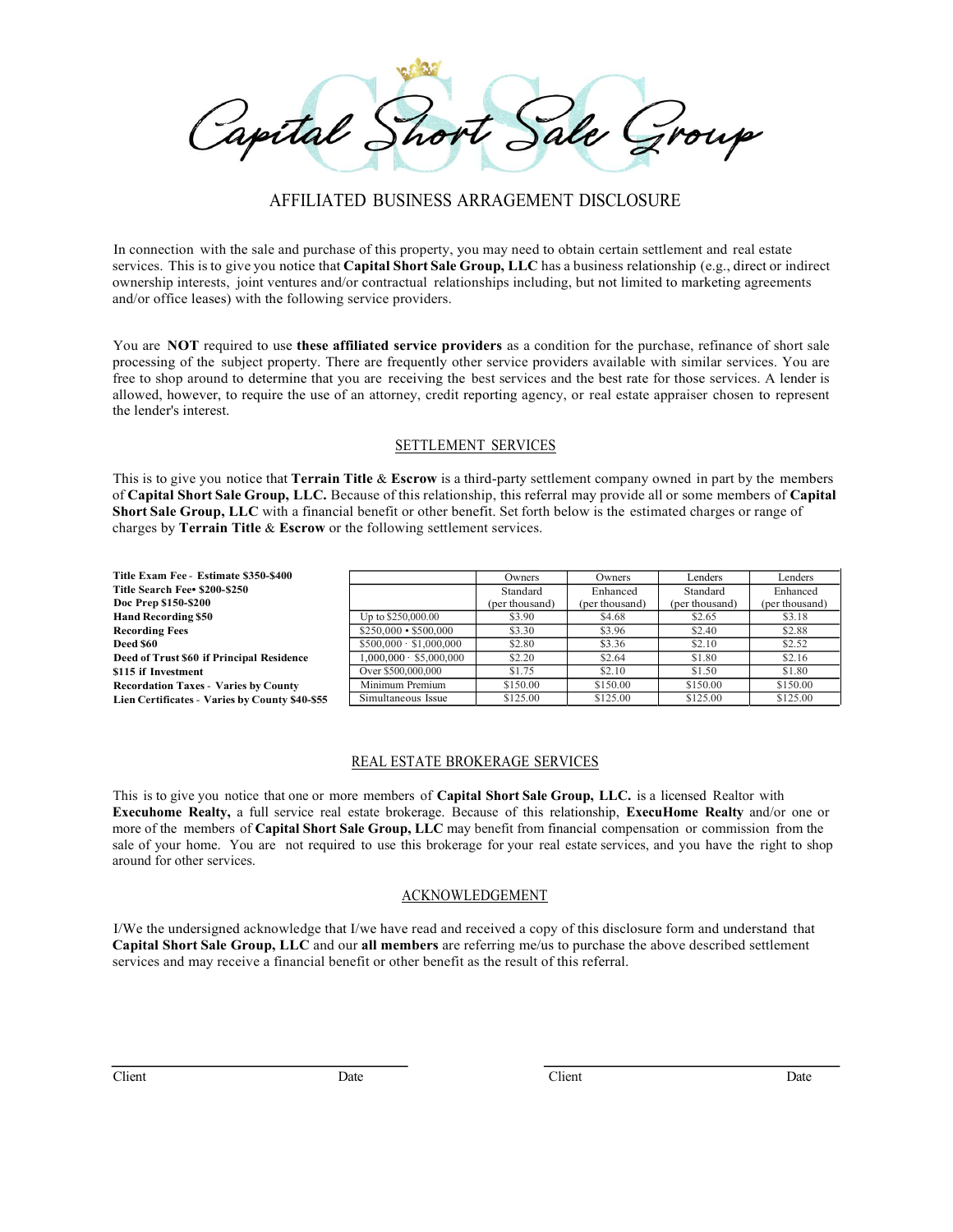# Capital Short Sale Group

## AFFILIATED BUSINESS ARRAGEMENT DISCLOSURE

In connection with the sale and purchase of this property, you may need to obtain certain settlement and real estate services. This is to give you notice that **Capital Short Sale Group, LLC** has a business relationship (e.g., direct or indirect ownership interests, joint ventures and/or contractual relationships including, but not limited to marketing agreements and/or office leases) with the following service providers.

You are **NOT** required to use **these affiliated service providers** as a condition for the purchase, refinance of short sale processing of the subject property. There are frequently other service providers available with similar services. You are free to shop around to determine that you are receiving the best services and the best rate for those services. A lender is allowed, however, to require the use of an attorney, credit reporting agency, or real estate appraiser chosen to represent the lender's interest.

### SETTLEMENT SERVICES

This is to give you notice that **Terrain Title** & **Escrow** is a third-party settlement company owned in part by the members of **Capital Short Sale Group, LLC.** Because of this relationship, this referral may provide all or some members of **Capital Short Sale Group, LLC** with a financial benefit or other benefit. Set forth below is the estimated charges or range of charges by **Terrain Title** & **Escrow** or the following settlement services.

**Title Exam Fee - Estimate $350-$400**
**Title Search Fee• $200-$250**
**Doc Prep $150-$200**
**Hand Recording $50**
**Recording Fees**
**Deed $60**
**Deed of Trust $60 if Principal Residence**
**$115 if Investment**
**Recordation Taxes - Varies by County**
**Lien Certificates - Varies by County $40-$55**

| | Owners Standard (per thousand) | Owners Enhanced (per thousand) | Lenders Standard (per thousand) | Lenders Enhanced (per thousand) |
|---|---|---|---|---|
| Up to $250,000.00 | $3.90 | $4.68 | $2.65 | $3.18 |
| $250,000 • $500,000 | $3.30 | $3.96 | $2.40 | $2.88 |
| $500,000 · $1,000,000 | $2.80 | $3.36 | $2.10 | $2.52 |
| 1,000,000 · $5,000,000 | $2.20 | $2.64 | $1.80 | $2.16 |
| Over $500,000,000 | $1.75 | $2.10 | $1.50 | $1.80 |
| Minimum Premium | $150.00 | $150.00 | $150.00 | $150.00 |
| Simultaneous Issue | $125.00 | $125.00 | $125.00 | $125.00 |

### REAL ESTATE BROKERAGE SERVICES

This is to give you notice that one or more members of **Capital Short Sale Group, LLC.** is a licensed Realtor with **Execuhome Realty,** a full service real estate brokerage. Because of this relationship, **ExecuHome Realty** and/or one or more of the members of **Capital Short Sale Group, LLC** may benefit from financial compensation or commission from the sale of your home. You are not required to use this brokerage for your real estate services, and you have the right to shop around for other services.

### ACKNOWLEDGEMENT

I/We the undersigned acknowledge that I/we have read and received a copy of this disclosure form and understand that **Capital Short Sale Group, LLC** and our **all members** are referring me/us to purchase the above described settlement services and may receive a financial benefit or other benefit as the result of this referral.

Client Date

Client Date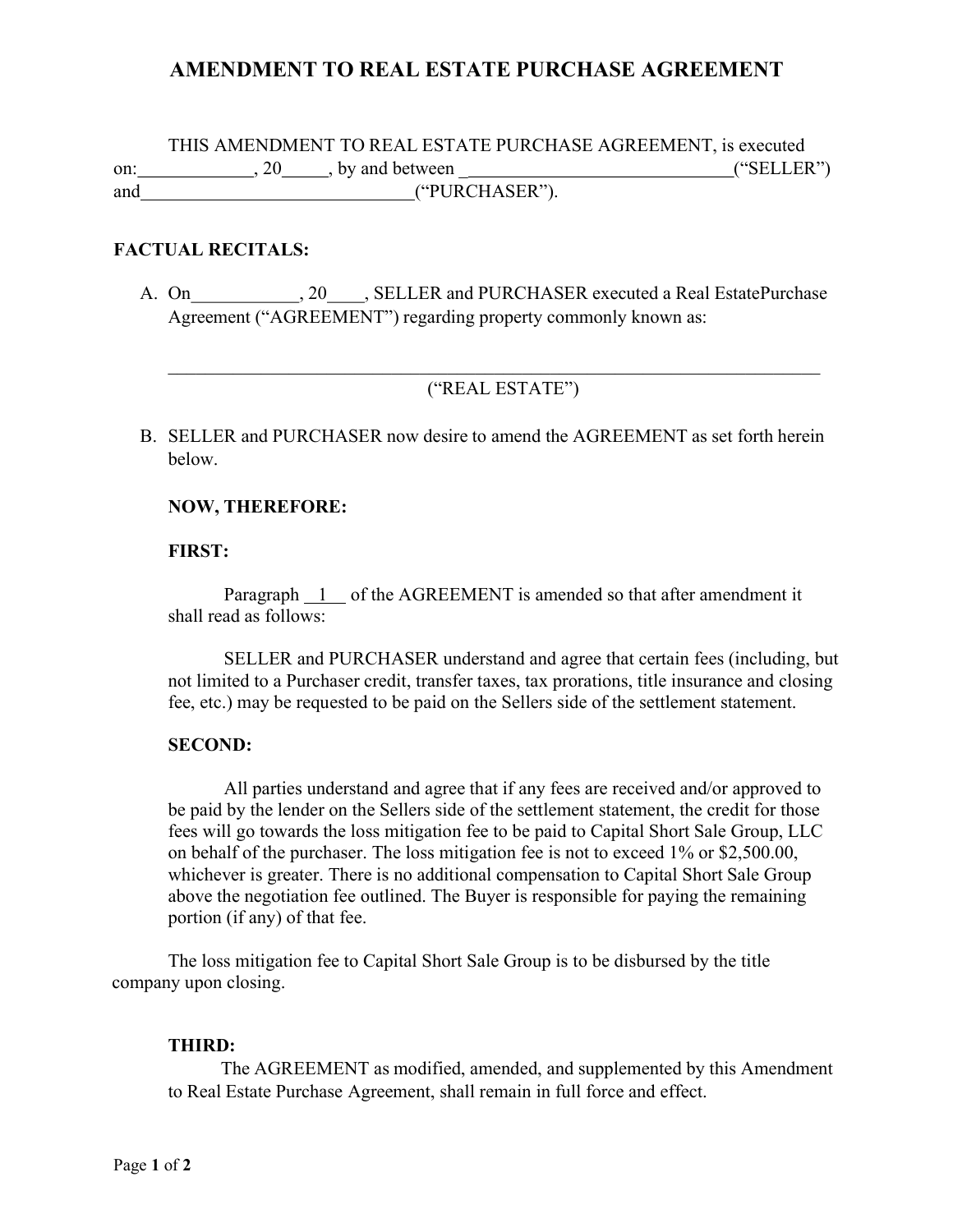# AMENDMENT TO REAL ESTATE PURCHASE AGREEMENT

THIS AMENDMENT TO REAL ESTATE PURCHASE AGREEMENT, is executed on:____________, 20_____, by and between _____________________________("SELLER") and_____________________________("PURCHASER").

**FACTUAL RECITALS:**

A. On___________, 20____, SELLER and PURCHASER executed a Real EstatePurchase Agreement ("AGREEMENT") regarding property commonly known as:

_____________________________________________________________________________
("REAL ESTATE")

B. SELLER and PURCHASER now desire to amend the AGREEMENT as set forth herein below.

**NOW, THEREFORE:**

**FIRST:**

Paragraph __1__ of the AGREEMENT is amended so that after amendment it shall read as follows:

SELLER and PURCHASER understand and agree that certain fees (including, but not limited to a Purchaser credit, transfer taxes, tax prorations, title insurance and closing fee, etc.) may be requested to be paid on the Sellers side of the settlement statement.

**SECOND:**

All parties understand and agree that if any fees are received and/or approved to be paid by the lender on the Sellers side of the settlement statement, the credit for those fees will go towards the loss mitigation fee to be paid to Capital Short Sale Group, LLC on behalf of the purchaser. The loss mitigation fee is not to exceed 1% or $2,500.00, whichever is greater. There is no additional compensation to Capital Short Sale Group above the negotiation fee outlined. The Buyer is responsible for paying the remaining portion (if any) of that fee.

The loss mitigation fee to Capital Short Sale Group is to be disbursed by the title company upon closing.

**THIRD:**

The AGREEMENT as modified, amended, and supplemented by this Amendment to Real Estate Purchase Agreement, shall remain in full force and effect.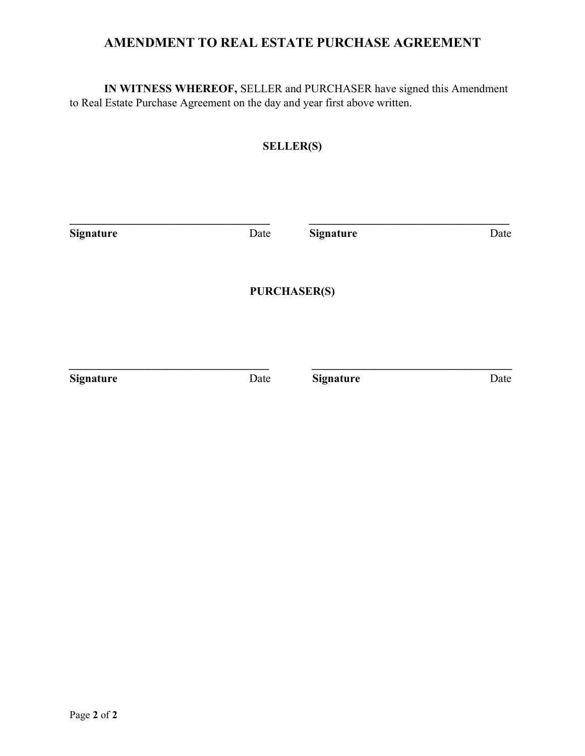# AMENDMENT TO REAL ESTATE PURCHASE AGREEMENT

**IN WITNESS WHEREOF,** SELLER and PURCHASER have signed this Amendment to Real Estate Purchase Agreement on the day and year first above written.

**SELLER(S)**

| | |
|---|---|
| ________________________________________ | ________________________________________ |
| **Signature** Date | **Signature** Date |

**PURCHASER(S)**

| | |
|---|---|
| ________________________________________ | ________________________________________ |
| **Signature** Date | **Signature** Date |